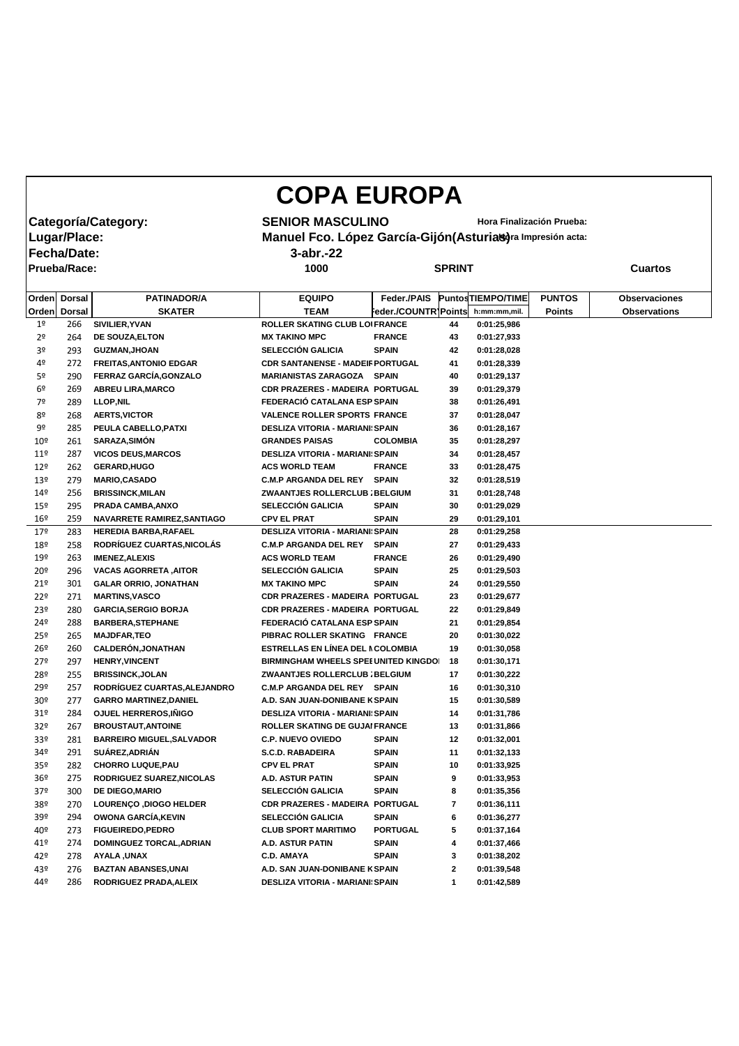# COPA EUROPA

**Categoría/Category:** SENIOR MASCULINO — Hora Finalización Prueba:

**Lugar/Place:** Manuel Fco. López García-Gijón(Asturias) — Hora Impresión acta:

**Fecha/Date:** 3-abr.-22

**Prueba/Race:** 1000 — SPRINT — Cuartos

| Orden | Dorsal | PATINADOR/A | EQUIPO | Feder./PAIS | Puntos | TIEMPO/TIME | PUNTOS | Observaciones |
|---|---|---|---|---|---|---|---|---|
| Orden | Dorsal | SKATER | TEAM | Feder./COUNTRY | Points | h:mm:mm,mil. | Points | Observations |
| 1º | 266 | SIVILIER,YVAN | ROLLER SKATING CLUB LO | FRANCE | 44 | 0:01:25,986 | | |
| 2º | 264 | DE SOUZA,ELTON | MX TAKINO MPC | FRANCE | 43 | 0:01:27,933 | | |
| 3º | 293 | GUZMAN,JHOAN | SELECCIÓN GALICIA | SPAIN | 42 | 0:01:28,028 | | |
| 4º | 272 | FREITAS,ANTONIO EDGAR | CDR SANTANENSE - MADEIR | PORTUGAL | 41 | 0:01:28,339 | | |
| 5º | 290 | FERRAZ GARCÍA,GONZALO | MARIANISTAS ZARAGOZA | SPAIN | 40 | 0:01:29,137 | | |
| 6º | 269 | ABREU LIRA,MARCO | CDR PRAZERES - MADEIRA | PORTUGAL | 39 | 0:01:29,379 | | |
| 7º | 289 | LLOP,NIL | FEDERACIÓ CATALANA ESP | SPAIN | 38 | 0:01:26,491 | | |
| 8º | 268 | AERTS,VICTOR | VALENCE ROLLER SPORTS | FRANCE | 37 | 0:01:28,047 | | |
| 9º | 285 | PEULA CABELLO,PATXI | DESLIZA VITORIA - MARIANI | SPAIN | 36 | 0:01:28,167 | | |
| 10º | 261 | SARAZA,SIMÓN | GRANDES PAISAS | COLOMBIA | 35 | 0:01:28,297 | | |
| 11º | 287 | VICOS DEUS,MARCOS | DESLIZA VITORIA - MARIANI | SPAIN | 34 | 0:01:28,457 | | |
| 12º | 262 | GERARD,HUGO | ACS WORLD TEAM | FRANCE | 33 | 0:01:28,475 | | |
| 13º | 279 | MARIO,CASADO | C.M.P ARGANDA DEL REY | SPAIN | 32 | 0:01:28,519 | | |
| 14º | 256 | BRISSINCK,MILAN | ZWAANTJES ROLLERCLUB | BELGIUM | 31 | 0:01:28,748 | | |
| 15º | 295 | PRADA CAMBA,ANXO | SELECCIÓN GALICIA | SPAIN | 30 | 0:01:29,029 | | |
| 16º | 259 | NAVARRETE RAMIREZ,SANTIAGO | CPV EL PRAT | SPAIN | 29 | 0:01:29,101 | | |
| 17º | 283 | HEREDIA BARBA,RAFAEL | DESLIZA VITORIA - MARIANI | SPAIN | 28 | 0:01:29,258 | | |
| 18º | 258 | RODRÍGUEZ CUARTAS,NICOLÁS | C.M.P ARGANDA DEL REY | SPAIN | 27 | 0:01:29,433 | | |
| 19º | 263 | IMENEZ,ALEXIS | ACS WORLD TEAM | FRANCE | 26 | 0:01:29,490 | | |
| 20º | 296 | VACAS AGORRETA ,AITOR | SELECCIÓN GALICIA | SPAIN | 25 | 0:01:29,503 | | |
| 21º | 301 | GALAR ORRIO, JONATHAN | MX TAKINO MPC | SPAIN | 24 | 0:01:29,550 | | |
| 22º | 271 | MARTINS,VASCO | CDR PRAZERES - MADEIRA | PORTUGAL | 23 | 0:01:29,677 | | |
| 23º | 280 | GARCIA,SERGIO BORJA | CDR PRAZERES - MADEIRA | PORTUGAL | 22 | 0:01:29,849 | | |
| 24º | 288 | BARBERA,STEPHANE | FEDERACIÓ CATALANA ESP | SPAIN | 21 | 0:01:29,854 | | |
| 25º | 265 | MAJDFAR,TEO | PIBRAC ROLLER SKATING | FRANCE | 20 | 0:01:30,022 | | |
| 26º | 260 | CALDERÓN,JONATHAN | ESTRELLAS EN LÍNEA DEL M | COLOMBIA | 19 | 0:01:30,058 | | |
| 27º | 297 | HENRY,VINCENT | BIRMINGHAM WHEELS SPEE | UNITED KINGDO | 18 | 0:01:30,171 | | |
| 28º | 255 | BRISSINCK,JOLAN | ZWAANTJES ROLLERCLUB | BELGIUM | 17 | 0:01:30,222 | | |
| 29º | 257 | RODRÍGUEZ CUARTAS,ALEJANDRO | C.M.P ARGANDA DEL REY | SPAIN | 16 | 0:01:30,310 | | |
| 30º | 277 | GARRO MARTINEZ,DANIEL | A.D. SAN JUAN-DONIBANE K | SPAIN | 15 | 0:01:30,589 | | |
| 31º | 284 | OJUEL HERREROS,IÑIGO | DESLIZA VITORIA - MARIANI | SPAIN | 14 | 0:01:31,786 | | |
| 32º | 267 | BROUSTAUT,ANTOINE | ROLLER SKATING DE GUJAN | FRANCE | 13 | 0:01:31,866 | | |
| 33º | 281 | BARREIRO MIGUEL,SALVADOR | C.P. NUEVO OVIEDO | SPAIN | 12 | 0:01:32,001 | | |
| 34º | 291 | SUÁREZ,ADRIÁN | S.C.D. RABADEIRA | SPAIN | 11 | 0:01:32,133 | | |
| 35º | 282 | CHORRO LUQUE,PAU | CPV EL PRAT | SPAIN | 10 | 0:01:33,925 | | |
| 36º | 275 | RODRIGUEZ SUAREZ,NICOLAS | A.D. ASTUR PATIN | SPAIN | 9 | 0:01:33,953 | | |
| 37º | 300 | DE DIEGO,MARIO | SELECCIÓN GALICIA | SPAIN | 8 | 0:01:35,356 | | |
| 38º | 270 | LOURENÇO ,DIOGO HELDER | CDR PRAZERES - MADEIRA | PORTUGAL | 7 | 0:01:36,111 | | |
| 39º | 294 | OWONA GARCÍA,KEVIN | SELECCIÓN GALICIA | SPAIN | 6 | 0:01:36,277 | | |
| 40º | 273 | FIGUEIREDO,PEDRO | CLUB SPORT MARITIMO | PORTUGAL | 5 | 0:01:37,164 | | |
| 41º | 274 | DOMINGUEZ TORCAL,ADRIAN | A.D. ASTUR PATIN | SPAIN | 4 | 0:01:37,466 | | |
| 42º | 278 | AYALA ,UNAX | C.D. AMAYA | SPAIN | 3 | 0:01:38,202 | | |
| 43º | 276 | BAZTAN ABANSES,UNAI | A.D. SAN JUAN-DONIBANE K | SPAIN | 2 | 0:01:39,548 | | |
| 44º | 286 | RODRIGUEZ PRADA,ALEIX | DESLIZA VITORIA - MARIANI | SPAIN | 1 | 0:01:42,589 | | |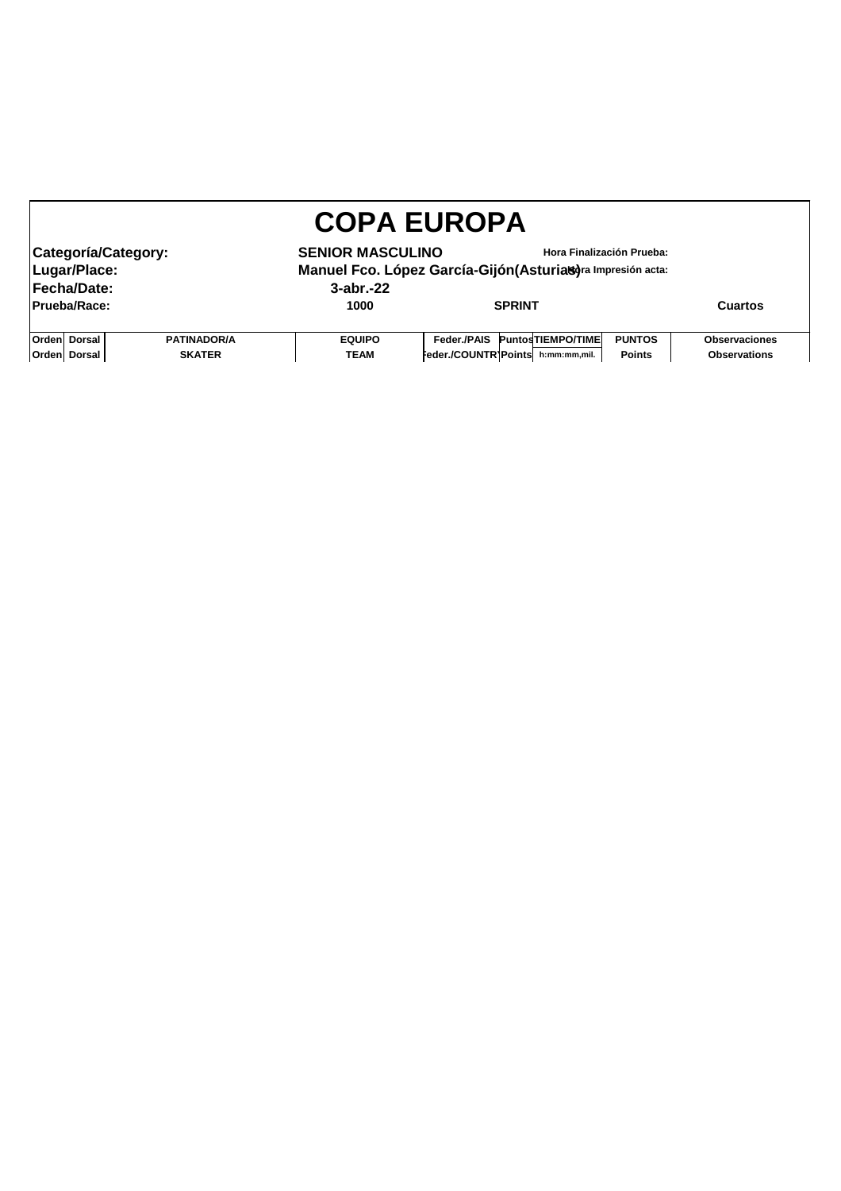# COPA EUROPA

| | | | |
|---|---|---|---|
| **Categoría/Category:** | **SENIOR MASCULINO** | **Hora Finalización Prueba:** | |
| **Lugar/Place:** | **Manuel Fco. López García-Gijón(Asturias)** | **Hora Impresión acta:** | |
| **Fecha/Date:** | **3-abr.-22** | | |
| **Prueba/Race:** | **1000** | **SPRINT** | **Cuartos** |

| Orden | Dorsal | PATINADOR/A | EQUIPO | Feder./PAIS | Puntos | TIEMPO/TIME | PUNTOS | Observaciones |
|---|---|---|---|---|---|---|---|---|
| Orden | Dorsal | SKATER | TEAM | Feder./COUNTRY | Points | h:mm:mm,mil. | Points | Observations |